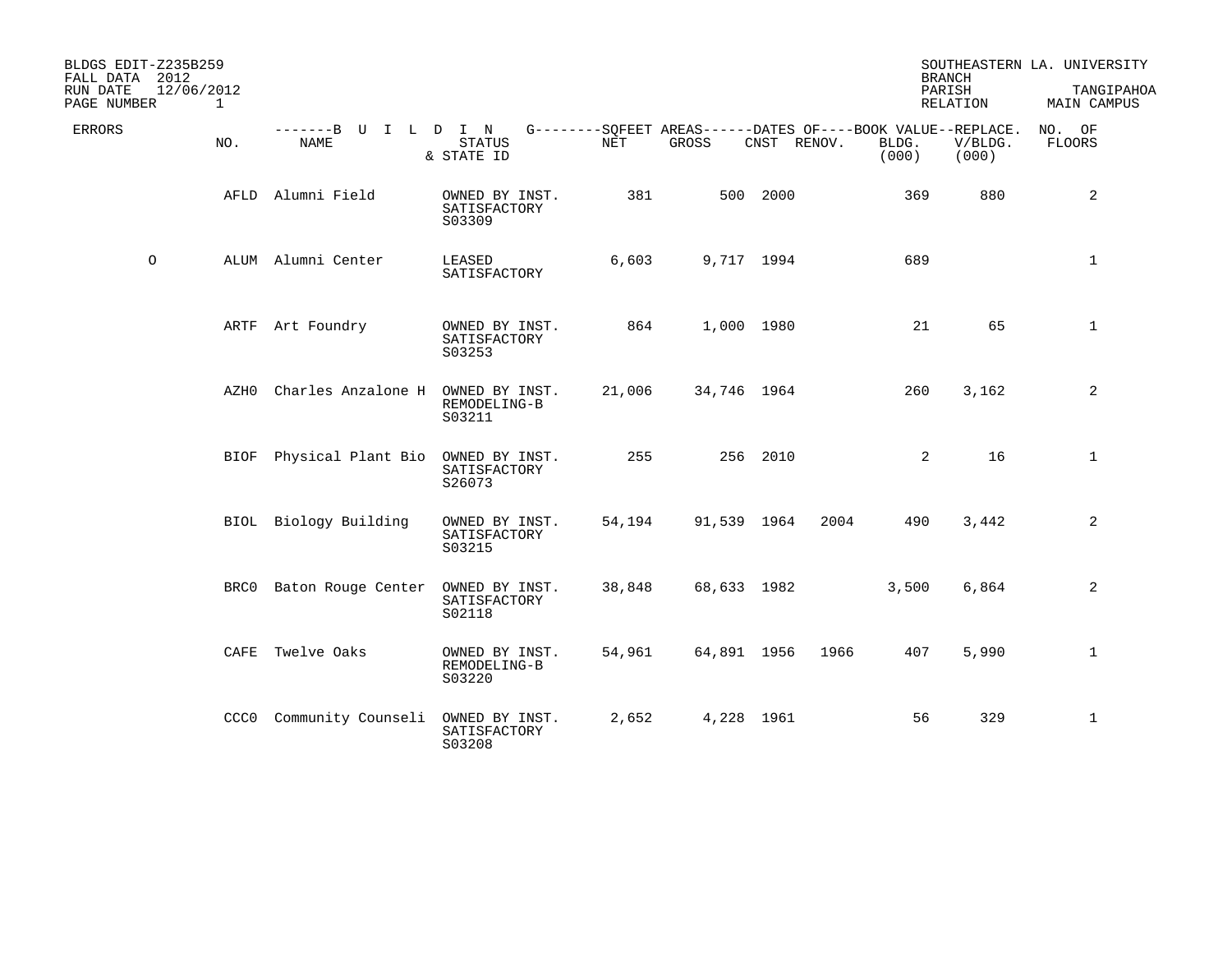BLDGS EDIT-Z235B259
FALL DATA 2012
RUN DATE 12/06/2012
PAGE NUMBER 1

SOUTHEASTERN LA. UNIVERSITY
BRANCH
PARISH TANGIPAHOA
RELATION MAIN CAMPUS

| ERRORS | NO. | BUILDING NAME | STATUS & STATE ID | SQFEET AREAS NET | SQFEET AREAS GROSS | DATES OF CNST | DATES OF RENOV. | BOOK VALUE BLDG. (000) | REPLACE. V/BLDG. (000) | NO. OF FLOORS |
|---|---|---|---|---|---|---|---|---|---|---|
| | AFLD | Alumni Field | OWNED BY INST. SATISFACTORY S03309 | 381 | 500 | 2000 | | 369 | 880 | 2 |
| O | ALUM | Alumni Center | LEASED SATISFACTORY | 6,603 | 9,717 | 1994 | | 689 | | 1 |
| | ARTF | Art Foundry | OWNED BY INST. SATISFACTORY S03253 | 864 | 1,000 | 1980 | | 21 | 65 | 1 |
| | AZH0 | Charles Anzalone H | OWNED BY INST. REMODELING-B S03211 | 21,006 | 34,746 | 1964 | | 260 | 3,162 | 2 |
| | BIOF | Physical Plant Bio | OWNED BY INST. SATISFACTORY S26073 | 255 | 256 | 2010 | | 2 | 16 | 1 |
| | BIOL | Biology Building | OWNED BY INST. SATISFACTORY S03215 | 54,194 | 91,539 | 1964 | 2004 | 490 | 3,442 | 2 |
| | BRC0 | Baton Rouge Center | OWNED BY INST. SATISFACTORY S02118 | 38,848 | 68,633 | 1982 | | 3,500 | 6,864 | 2 |
| | CAFE | Twelve Oaks | OWNED BY INST. REMODELING-B S03220 | 54,961 | 64,891 | 1956 | 1966 | 407 | 5,990 | 1 |
| | CCC0 | Community Counseli | OWNED BY INST. SATISFACTORY S03208 | 2,652 | 4,228 | 1961 | | 56 | 329 | 1 |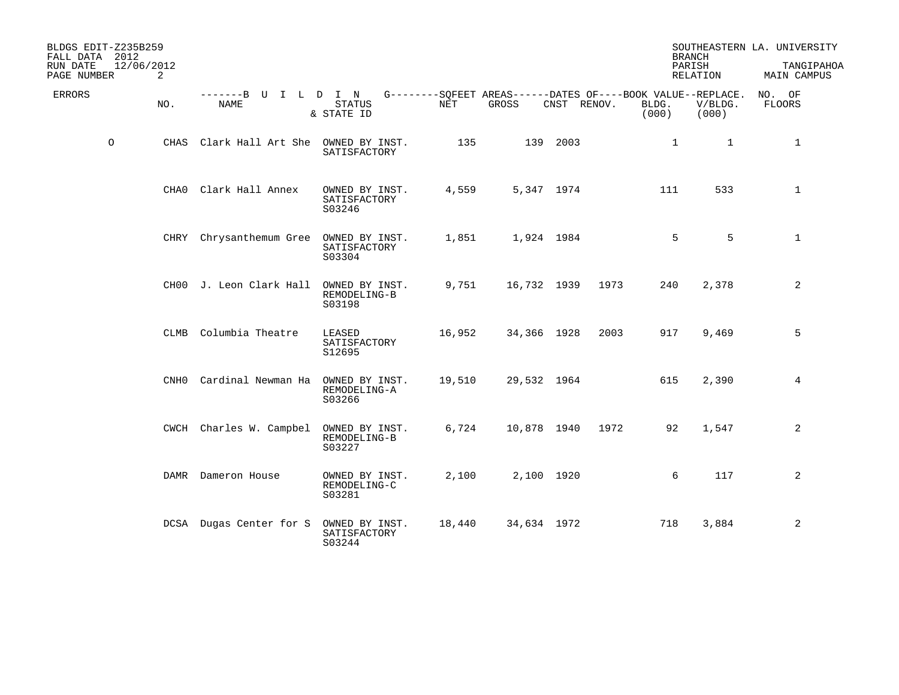BLDGS EDIT-Z235B259 SOUTHEASTERN LA. UNIVERSITY
FALL DATA 2012 BRANCH
RUN DATE 12/06/2012 PARISH TANGIPAHOA
RELATION MAIN CAMPUS

| ERRORS | NO. | NAME | STATUS & STATE ID | NET | GROSS | CNST | RENOV. | BOOK VALUE BLDG. (000) | REPLACE. V/BLDG. (000) | NO. OF FLOORS |
|---|---|---|---|---|---|---|---|---|---|---|
| O | CHAS | Clark Hall Art She | OWNED BY INST. SATISFACTORY | 135 | 139 | 2003 | | 1 | 1 | 1 |
| | CHA0 | Clark Hall Annex | OWNED BY INST. SATISFACTORY S03246 | 4,559 | 5,347 | 1974 | | 111 | 533 | 1 |
| | CHRY | Chrysanthemum Gree | OWNED BY INST. SATISFACTORY S03304 | 1,851 | 1,924 | 1984 | | 5 | 5 | 1 |
| | CH00 | J. Leon Clark Hall | OWNED BY INST. REMODELING-B S03198 | 9,751 | 16,732 | 1939 | 1973 | 240 | 2,378 | 2 |
| | CLMB | Columbia Theatre | LEASED SATISFACTORY S12695 | 16,952 | 34,366 | 1928 | 2003 | 917 | 9,469 | 5 |
| | CNH0 | Cardinal Newman Ha | OWNED BY INST. REMODELING-A S03266 | 19,510 | 29,532 | 1964 | | 615 | 2,390 | 4 |
| | CWCH | Charles W. Campbel | OWNED BY INST. REMODELING-B S03227 | 6,724 | 10,878 | 1940 | 1972 | 92 | 1,547 | 2 |
| | DAMR | Dameron House | OWNED BY INST. REMODELING-C S03281 | 2,100 | 2,100 | 1920 | | 6 | 117 | 2 |
| | DCSA | Dugas Center for S | OWNED BY INST. SATISFACTORY S03244 | 18,440 | 34,634 | 1972 | | 718 | 3,884 | 2 |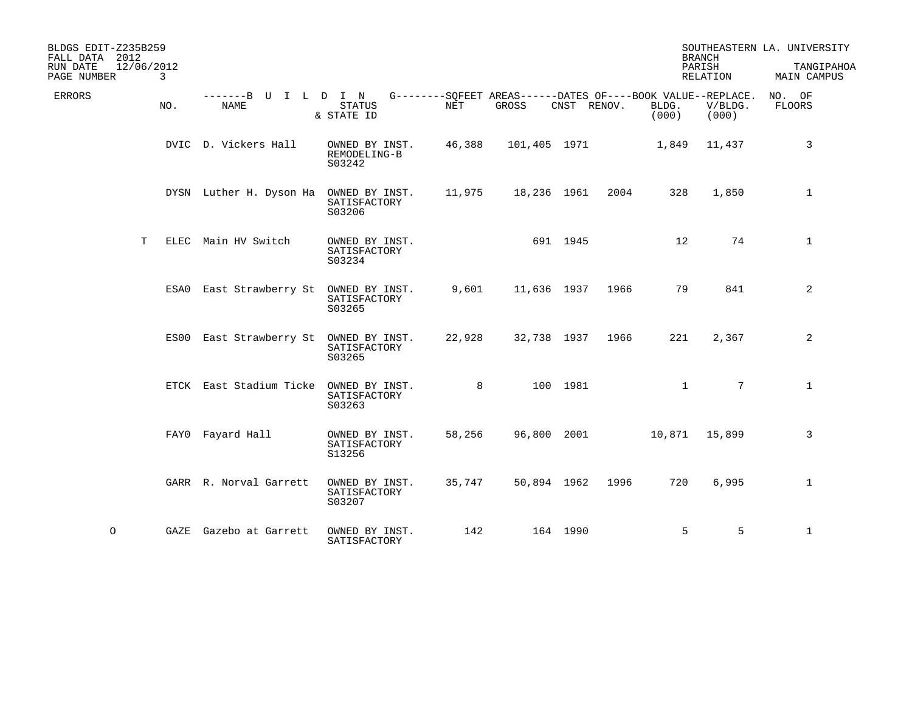BLDGS EDIT-Z235B259 — SOUTHEASTERN LA. UNIVERSITY
FALL DATA 2012 — BRANCH
RUN DATE 12/06/2012 — PARISH TANGIPAHOA
PAGE NUMBER 3 — RELATION MAIN CAMPUS

| ERRORS | NO. | NAME | STATUS & STATE ID | NET | GROSS | CNST | RENOV. | BOOK VALUE BLDG. (000) | REPLACE. V/BLDG. (000) | NO. OF FLOORS |
|---|---|---|---|---|---|---|---|---|---|---|
| | DVIC | D. Vickers Hall | OWNED BY INST. REMODELING-B S03242 | 46,388 | 101,405 | 1971 | | 1,849 | 11,437 | 3 |
| | DYSN | Luther H. Dyson Ha | OWNED BY INST. SATISFACTORY S03206 | 11,975 | 18,236 | 1961 | 2004 | 328 | 1,850 | 1 |
| T | ELEC | Main HV Switch | OWNED BY INST. SATISFACTORY S03234 | | 691 | 1945 | | 12 | 74 | 1 |
| | ESA0 | East Strawberry St | OWNED BY INST. SATISFACTORY S03265 | 9,601 | 11,636 | 1937 | 1966 | 79 | 841 | 2 |
| | ES00 | East Strawberry St | OWNED BY INST. SATISFACTORY S03265 | 22,928 | 32,738 | 1937 | 1966 | 221 | 2,367 | 2 |
| | ETCK | East Stadium Ticke | OWNED BY INST. SATISFACTORY S03263 | 8 | 100 | 1981 | | 1 | 7 | 1 |
| | FAY0 | Fayard Hall | OWNED BY INST. SATISFACTORY S13256 | 58,256 | 96,800 | 2001 | | 10,871 | 15,899 | 3 |
| | GARR | R. Norval Garrett | OWNED BY INST. SATISFACTORY S03207 | 35,747 | 50,894 | 1962 | 1996 | 720 | 6,995 | 1 |
| O | GAZE | Gazebo at Garrett | OWNED BY INST. SATISFACTORY | 142 | 164 | 1990 | | 5 | 5 | 1 |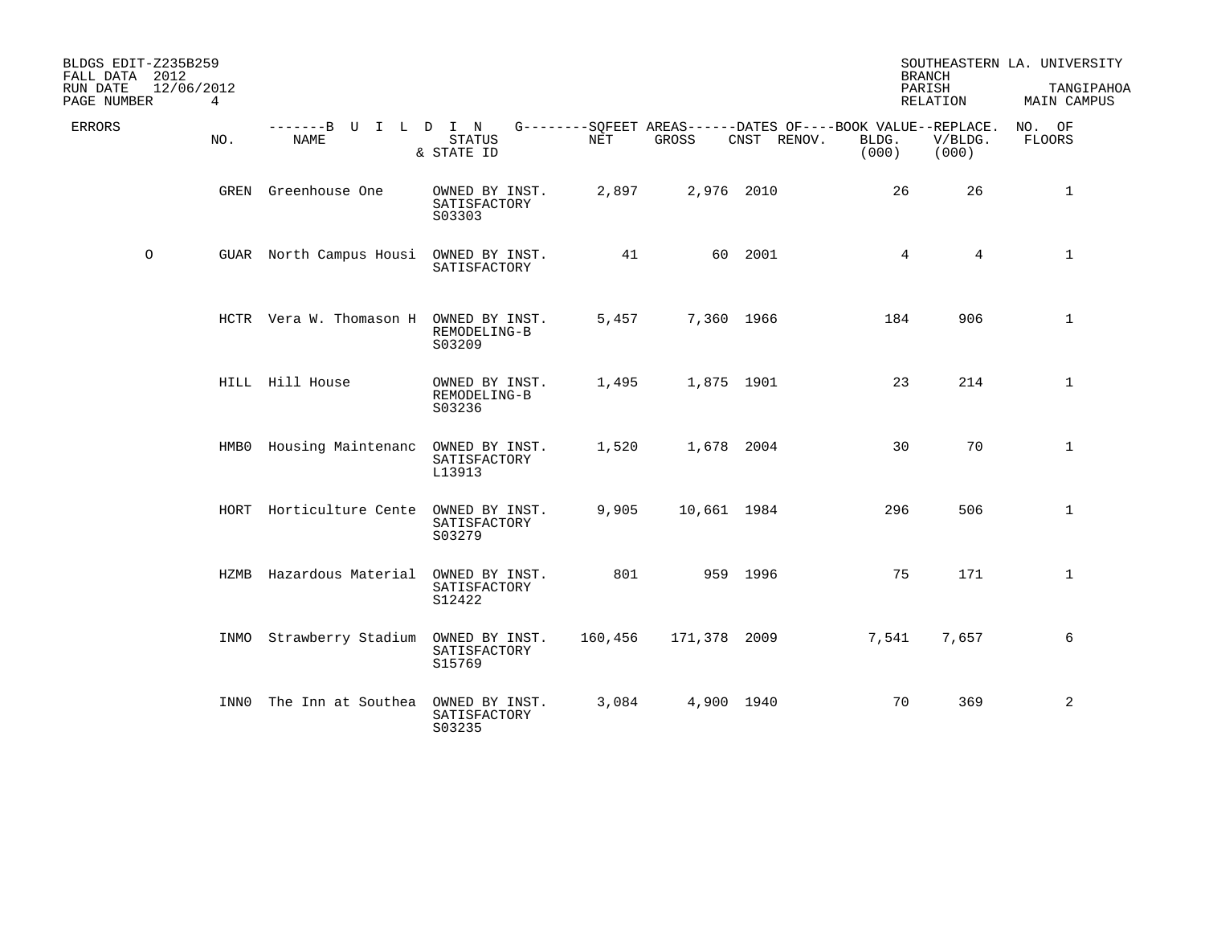BLDGS EDIT-Z235B259
FALL DATA 2012
RUN DATE 12/06/2012

SOUTHEASTERN LA. UNIVERSITY
BRANCH
PARISH TANGIPAHOA
RELATION MAIN CAMPUS

| ERRORS | NO. | NAME | STATUS & STATE ID | NET | GROSS | CNST | RENOV. | BOOK VALUE BLDG. (000) | REPLACE. V/BLDG. (000) | NO. OF FLOORS |
|---|---|---|---|---|---|---|---|---|---|---|
| | GREN | Greenhouse One | OWNED BY INST. SATISFACTORY S03303 | 2,897 | 2,976 | 2010 | | 26 | 26 | 1 |
| O | GUAR | North Campus Housi | OWNED BY INST. SATISFACTORY | 41 | 60 | 2001 | | 4 | 4 | 1 |
| | HCTR | Vera W. Thomason H | OWNED BY INST. REMODELING-B S03209 | 5,457 | 7,360 | 1966 | | 184 | 906 | 1 |
| | HILL | Hill House | OWNED BY INST. REMODELING-B S03236 | 1,495 | 1,875 | 1901 | | 23 | 214 | 1 |
| | HMB0 | Housing Maintenanc | OWNED BY INST. SATISFACTORY L13913 | 1,520 | 1,678 | 2004 | | 30 | 70 | 1 |
| | HORT | Horticulture Cente | OWNED BY INST. SATISFACTORY S03279 | 9,905 | 10,661 | 1984 | | 296 | 506 | 1 |
| | HZMB | Hazardous Material | OWNED BY INST. SATISFACTORY S12422 | 801 | 959 | 1996 | | 75 | 171 | 1 |
| | INMO | Strawberry Stadium | OWNED BY INST. SATISFACTORY S15769 | 160,456 | 171,378 | 2009 | | 7,541 | 7,657 | 6 |
| | INN0 | The Inn at Southea | OWNED BY INST. SATISFACTORY S03235 | 3,084 | 4,900 | 1940 | | 70 | 369 | 2 |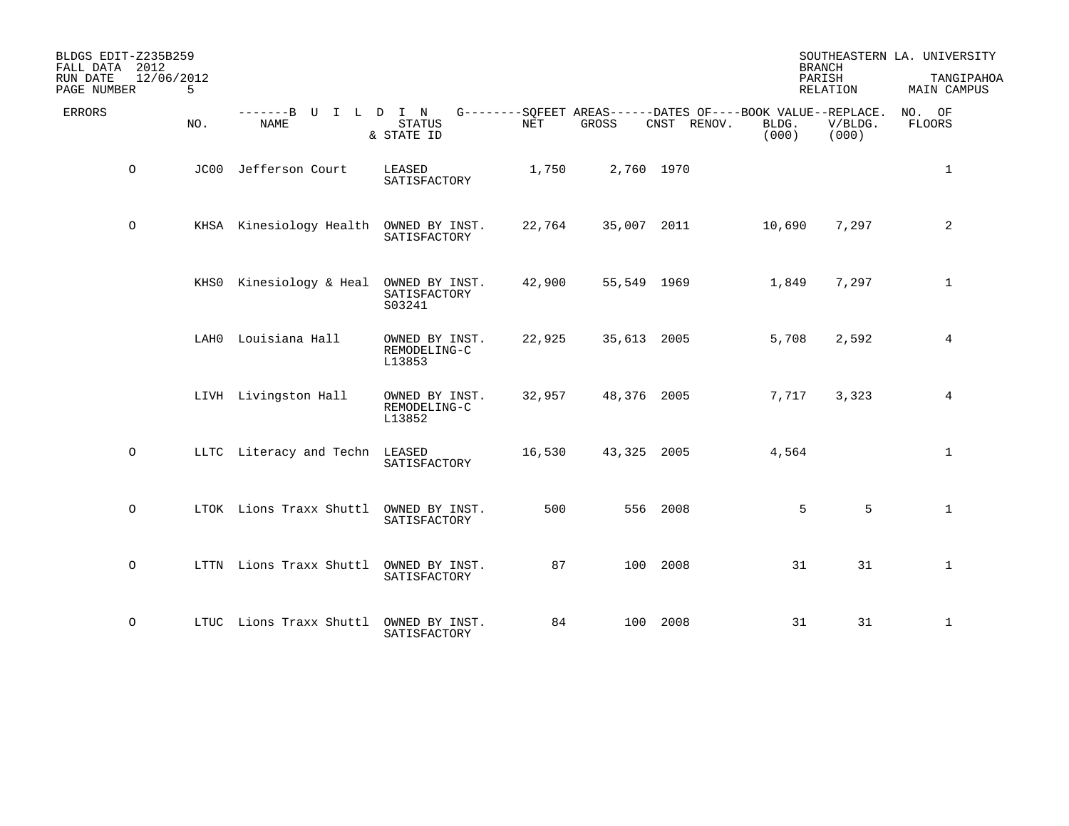BLDGS EDIT-Z235B259 SOUTHEASTERN LA. UNIVERSITY
FALL DATA 2012 BRANCH
RUN DATE 12/06/2012 PARISH TANGIPAHOA
PAGE NUMBER 5 RELATION MAIN CAMPUS

| ERRORS | NO. | NAME | STATUS & STATE ID | NET | GROSS | CNST | RENOV. | BOOK VALUE BLDG. (000) | REPLACE. V/BLDG. (000) | NO. OF FLOORS |
|---|---|---|---|---|---|---|---|---|---|---|
| O | JC00 | Jefferson Court | LEASED SATISFACTORY | 1,750 | 2,760 | 1970 | | | | 1 |
| O | KHSA | Kinesiology Health | OWNED BY INST. SATISFACTORY | 22,764 | 35,007 | 2011 | | 10,690 | 7,297 | 2 |
| | KHS0 | Kinesiology & Heal | OWNED BY INST. SATISFACTORY S03241 | 42,900 | 55,549 | 1969 | | 1,849 | 7,297 | 1 |
| | LAH0 | Louisiana Hall | OWNED BY INST. REMODELING-C L13853 | 22,925 | 35,613 | 2005 | | 5,708 | 2,592 | 4 |
| | LIVH | Livingston Hall | OWNED BY INST. REMODELING-C L13852 | 32,957 | 48,376 | 2005 | | 7,717 | 3,323 | 4 |
| O | LLTC | Literacy and Techn | LEASED SATISFACTORY | 16,530 | 43,325 | 2005 | | 4,564 | | 1 |
| O | LTOK | Lions Traxx Shuttl | OWNED BY INST. SATISFACTORY | 500 | 556 | 2008 | | 5 | 5 | 1 |
| O | LTTN | Lions Traxx Shuttl | OWNED BY INST. SATISFACTORY | 87 | 100 | 2008 | | 31 | 31 | 1 |
| O | LTUC | Lions Traxx Shuttl | OWNED BY INST. SATISFACTORY | 84 | 100 | 2008 | | 31 | 31 | 1 |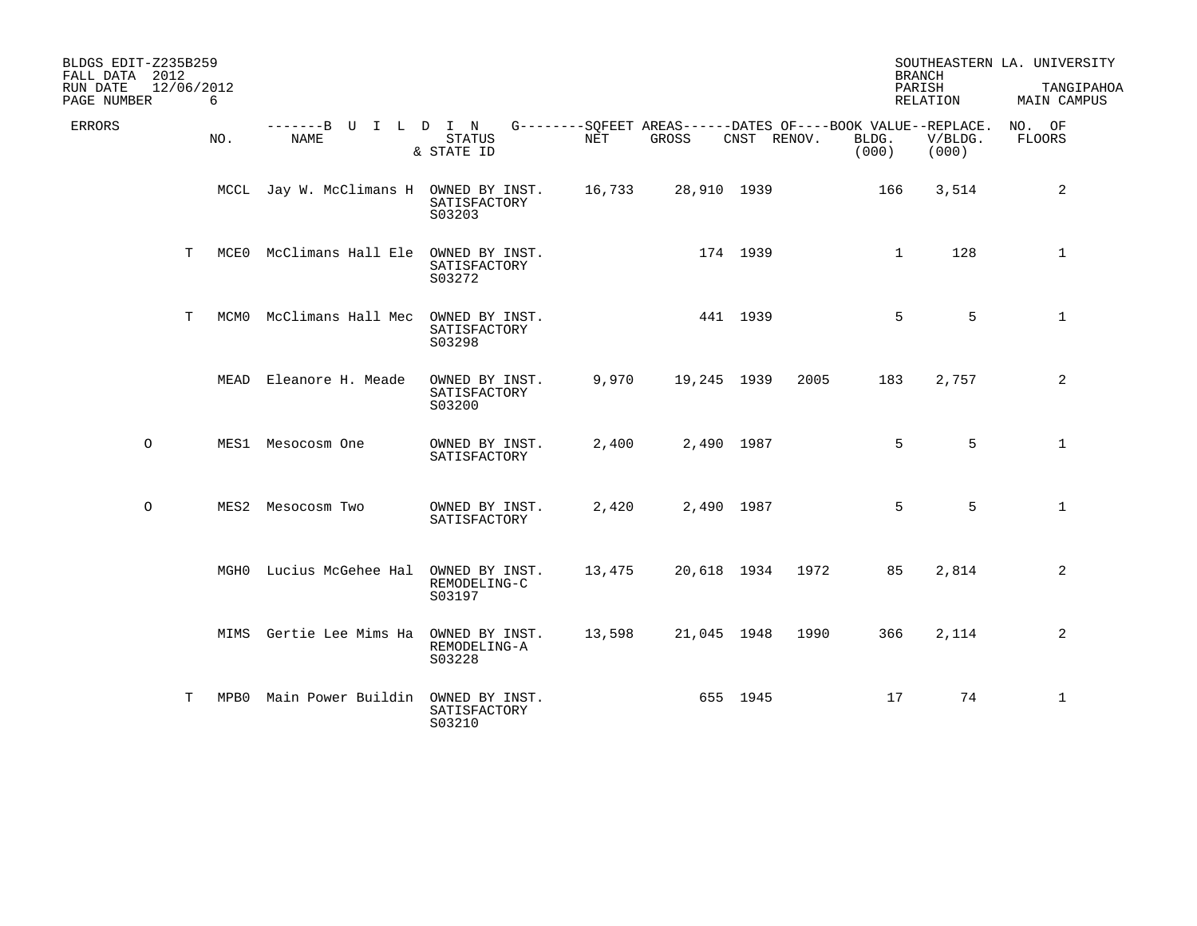BLDGS EDIT-Z235B259
FALL DATA 2012
RUN DATE 12/06/2012
PAGE NUMBER 6

SOUTHEASTERN LA. UNIVERSITY
BRANCH
PARISH TANGIPAHOA
RELATION MAIN CAMPUS

| ERRORS | | NO. | BUILDING NAME | STATUS & STATE ID | SQFEET AREAS NET | SQFEET AREAS GROSS | DATES OF CNST | DATES OF RENOV. | BOOK VALUE BLDG. (000) | REPLACE. V/BLDG. (000) | NO. OF FLOORS |
|---|---|---|---|---|---|---|---|---|---|---|---|
| | | MCCL | Jay W. McClimans H | OWNED BY INST. SATISFACTORY S03203 | 16,733 | 28,910 | 1939 | | 166 | 3,514 | 2 |
| | T | MCE0 | McClimans Hall Ele | OWNED BY INST. SATISFACTORY S03272 | | 174 | 1939 | | 1 | 128 | 1 |
| | T | MCM0 | McClimans Hall Mec | OWNED BY INST. SATISFACTORY S03298 | | 441 | 1939 | | 5 | 5 | 1 |
| | | MEAD | Eleanore H. Meade | OWNED BY INST. SATISFACTORY S03200 | 9,970 | 19,245 | 1939 | 2005 | 183 | 2,757 | 2 |
| O | | MES1 | Mesocosm One | OWNED BY INST. SATISFACTORY | 2,400 | 2,490 | 1987 | | 5 | 5 | 1 |
| O | | MES2 | Mesocosm Two | OWNED BY INST. SATISFACTORY | 2,420 | 2,490 | 1987 | | 5 | 5 | 1 |
| | | MGH0 | Lucius McGehee Hal | OWNED BY INST. REMODELING-C S03197 | 13,475 | 20,618 | 1934 | 1972 | 85 | 2,814 | 2 |
| | | MIMS | Gertie Lee Mims Ha | OWNED BY INST. REMODELING-A S03228 | 13,598 | 21,045 | 1948 | 1990 | 366 | 2,114 | 2 |
| | T | MPB0 | Main Power Buildin | OWNED BY INST. SATISFACTORY S03210 | | 655 | 1945 | | 17 | 74 | 1 |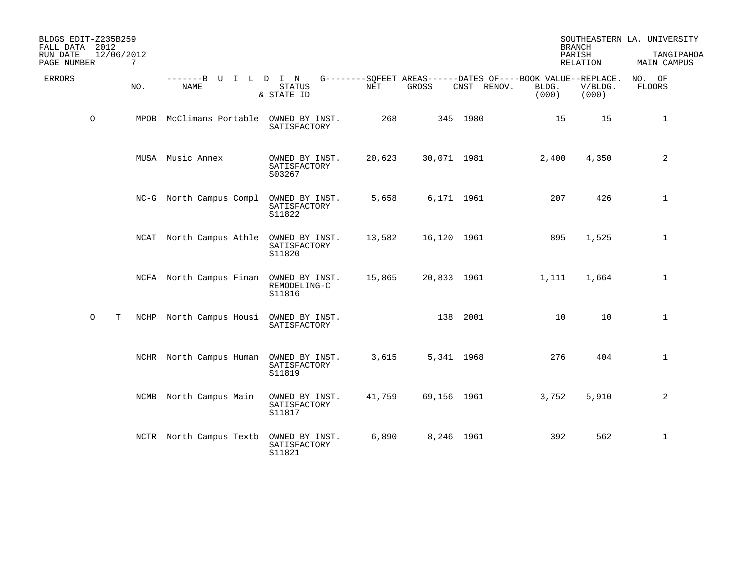BLDGS EDIT-Z235B259
FALL DATA 2012
RUN DATE 12/06/2012

SOUTHEASTERN LA. UNIVERSITY
BRANCH
PARISH TANGIPAHOA
RELATION MAIN CAMPUS

| ERRORS | | NO. | NAME | STATUS & STATE ID | NET | GROSS | CNST | RENOV. | BOOK VALUE BLDG. (000) | REPLACE. V/BLDG. (000) | NO. OF FLOORS |
|---|---|---|---|---|---|---|---|---|---|---|---|
| O | | MPOB | McClimans Portable | OWNED BY INST. SATISFACTORY | 268 | 345 | 1980 | | 15 | 15 | 1 |
| | | MUSA | Music Annex | OWNED BY INST. SATISFACTORY S03267 | 20,623 | 30,071 | 1981 | | 2,400 | 4,350 | 2 |
| | | NC-G | North Campus Compl | OWNED BY INST. SATISFACTORY S11822 | 5,658 | 6,171 | 1961 | | 207 | 426 | 1 |
| | | NCAT | North Campus Athle | OWNED BY INST. SATISFACTORY S11820 | 13,582 | 16,120 | 1961 | | 895 | 1,525 | 1 |
| | | NCFA | North Campus Finan | OWNED BY INST. REMODELING-C S11816 | 15,865 | 20,833 | 1961 | | 1,111 | 1,664 | 1 |
| O | T | NCHP | North Campus Housi | OWNED BY INST. SATISFACTORY | | 138 | 2001 | | 10 | 10 | 1 |
| | | NCHR | North Campus Human | OWNED BY INST. SATISFACTORY S11819 | 3,615 | 5,341 | 1968 | | 276 | 404 | 1 |
| | | NCMB | North Campus Main | OWNED BY INST. SATISFACTORY S11817 | 41,759 | 69,156 | 1961 | | 3,752 | 5,910 | 2 |
| | | NCTR | North Campus Textb | OWNED BY INST. SATISFACTORY S11821 | 6,890 | 8,246 | 1961 | | 392 | 562 | 1 |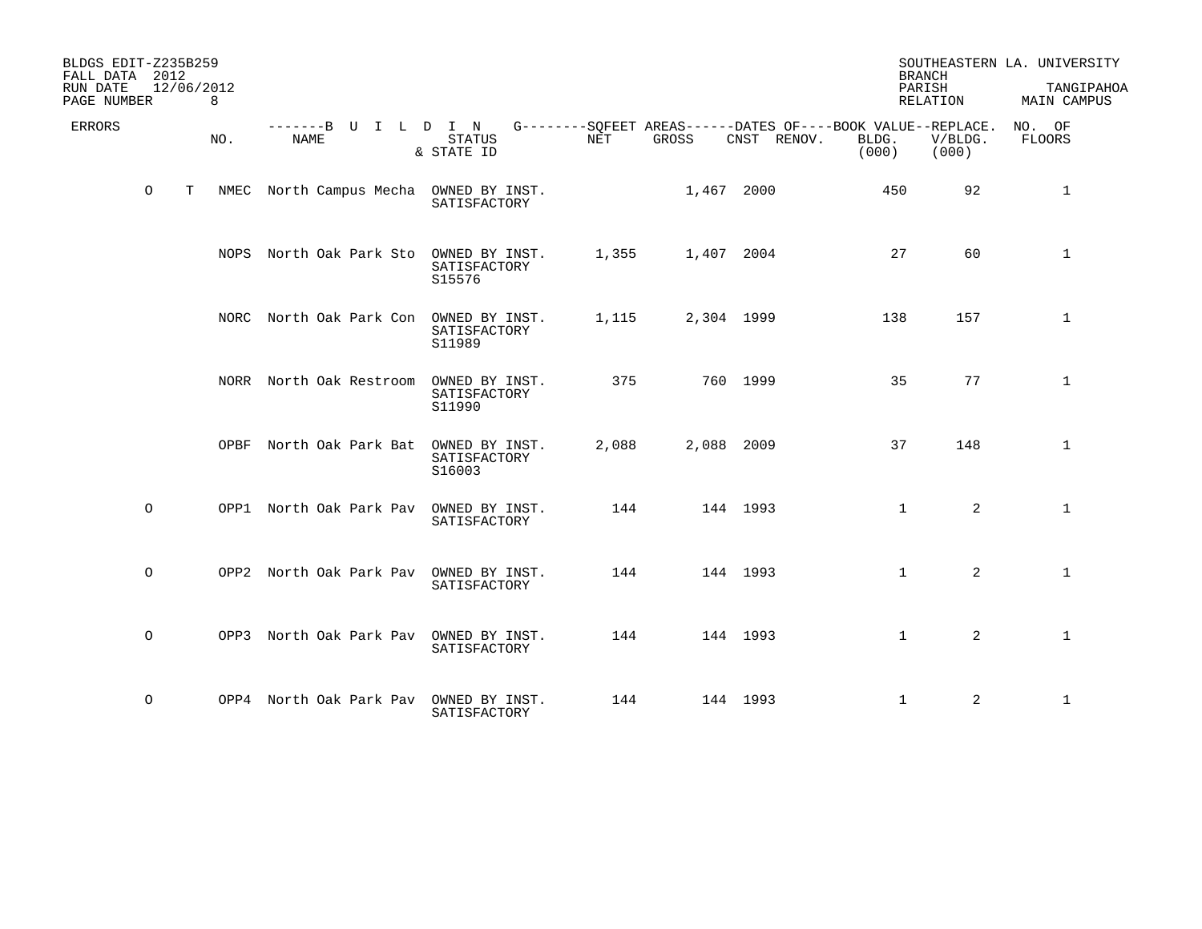BLDGS EDIT-Z235B259
FALL DATA 2012
RUN DATE 12/06/2012

SOUTHEASTERN LA. UNIVERSITY
BRANCH
PARISH TANGIPAHOA
RELATION MAIN CAMPUS

| ERRORS | | NO. | BUILDING NAME | STATUS & STATE ID | SQFEET AREAS NET | SQFEET AREAS GROSS | DATES OF CNST | DATES OF RENOV. | BOOK VALUE BLDG. (000) | REPLACE. V/BLDG. (000) | NO. OF FLOORS |
|---|---|---|---|---|---|---|---|---|---|---|---|
| O | T | NMEC | North Campus Mecha | OWNED BY INST. SATISFACTORY | | 1,467 | 2000 | | 450 | 92 | 1 |
| | | NOPS | North Oak Park Sto | OWNED BY INST. SATISFACTORY S15576 | 1,355 | 1,407 | 2004 | | 27 | 60 | 1 |
| | | NORC | North Oak Park Con | OWNED BY INST. SATISFACTORY S11989 | 1,115 | 2,304 | 1999 | | 138 | 157 | 1 |
| | | NORR | North Oak Restroom | OWNED BY INST. SATISFACTORY S11990 | 375 | 760 | 1999 | | 35 | 77 | 1 |
| | | OPBF | North Oak Park Bat | OWNED BY INST. SATISFACTORY S16003 | 2,088 | 2,088 | 2009 | | 37 | 148 | 1 |
| O | | OPP1 | North Oak Park Pav | OWNED BY INST. SATISFACTORY | 144 | 144 | 1993 | | 1 | 2 | 1 |
| O | | OPP2 | North Oak Park Pav | OWNED BY INST. SATISFACTORY | 144 | 144 | 1993 | | 1 | 2 | 1 |
| O | | OPP3 | North Oak Park Pav | OWNED BY INST. SATISFACTORY | 144 | 144 | 1993 | | 1 | 2 | 1 |
| O | | OPP4 | North Oak Park Pav | OWNED BY INST. SATISFACTORY | 144 | 144 | 1993 | | 1 | 2 | 1 |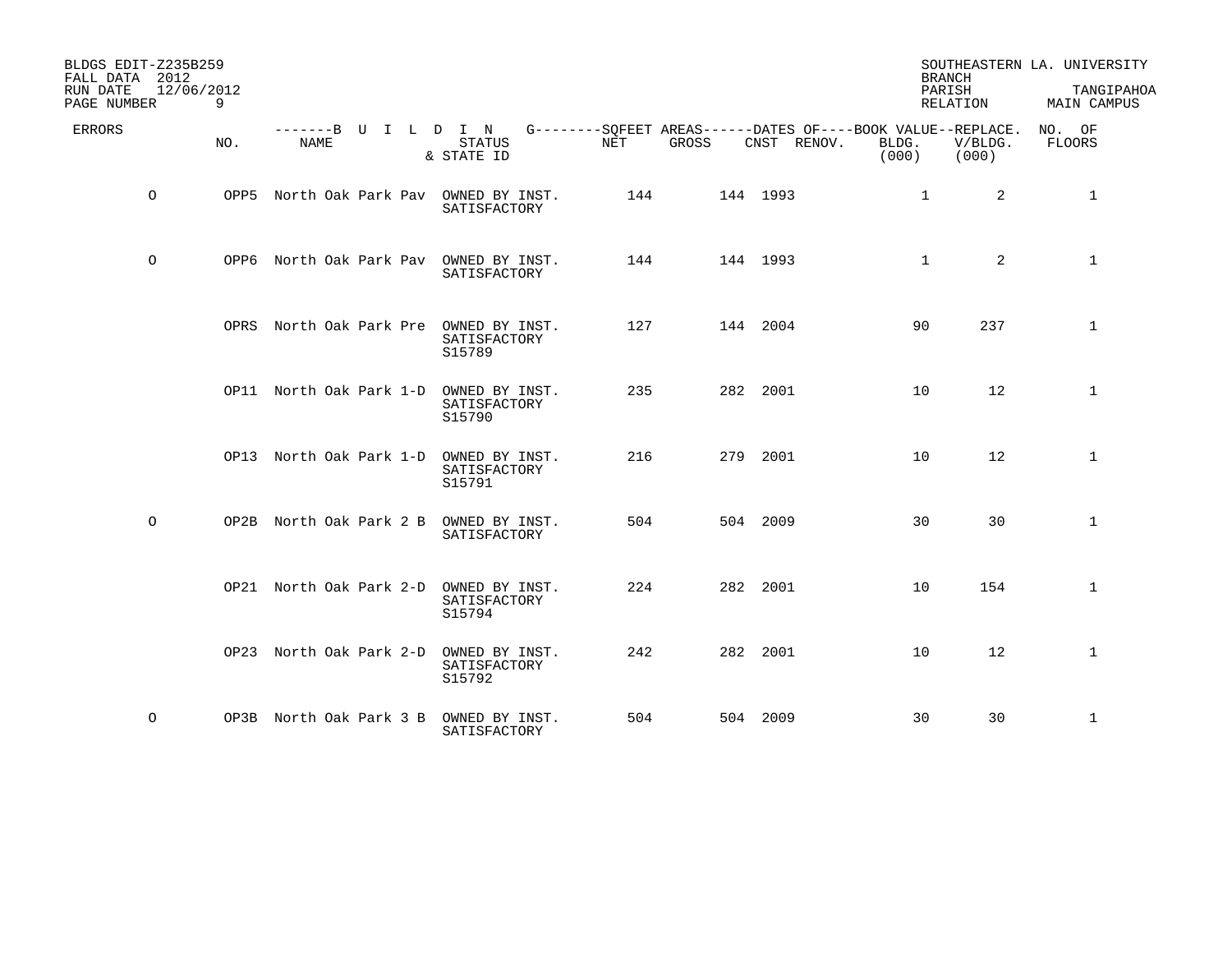BLDGS EDIT-Z235B259
FALL DATA 2012
RUN DATE 12/06/2012

SOUTHEASTERN LA. UNIVERSITY
BRANCH
PARISH TANGIPAHOA
RELATION MAIN CAMPUS

| ERRORS | NO. | BUILDING NAME | STATUS & STATE ID | SQFEET AREAS NET | SQFEET AREAS GROSS | DATES OF CNST | DATES OF RENOV. | BOOK VALUE BLDG. (000) | REPLACE. V/BLDG. (000) | NO. OF FLOORS |
|---|---|---|---|---|---|---|---|---|---|---|
| O | OPP5 | North Oak Park Pav | OWNED BY INST. SATISFACTORY | 144 | 144 | 1993 | | 1 | 2 | 1 |
| O | OPP6 | North Oak Park Pav | OWNED BY INST. SATISFACTORY | 144 | 144 | 1993 | | 1 | 2 | 1 |
| | OPRS | North Oak Park Pre | OWNED BY INST. SATISFACTORY S15789 | 127 | 144 | 2004 | | 90 | 237 | 1 |
| | OP11 | North Oak Park 1-D | OWNED BY INST. SATISFACTORY S15790 | 235 | 282 | 2001 | | 10 | 12 | 1 |
| | OP13 | North Oak Park 1-D | OWNED BY INST. SATISFACTORY S15791 | 216 | 279 | 2001 | | 10 | 12 | 1 |
| O | OP2B | North Oak Park 2 B | OWNED BY INST. SATISFACTORY | 504 | 504 | 2009 | | 30 | 30 | 1 |
| | OP21 | North Oak Park 2-D | OWNED BY INST. SATISFACTORY S15794 | 224 | 282 | 2001 | | 10 | 154 | 1 |
| | OP23 | North Oak Park 2-D | OWNED BY INST. SATISFACTORY S15792 | 242 | 282 | 2001 | | 10 | 12 | 1 |
| O | OP3B | North Oak Park 3 B | OWNED BY INST. SATISFACTORY | 504 | 504 | 2009 | | 30 | 30 | 1 |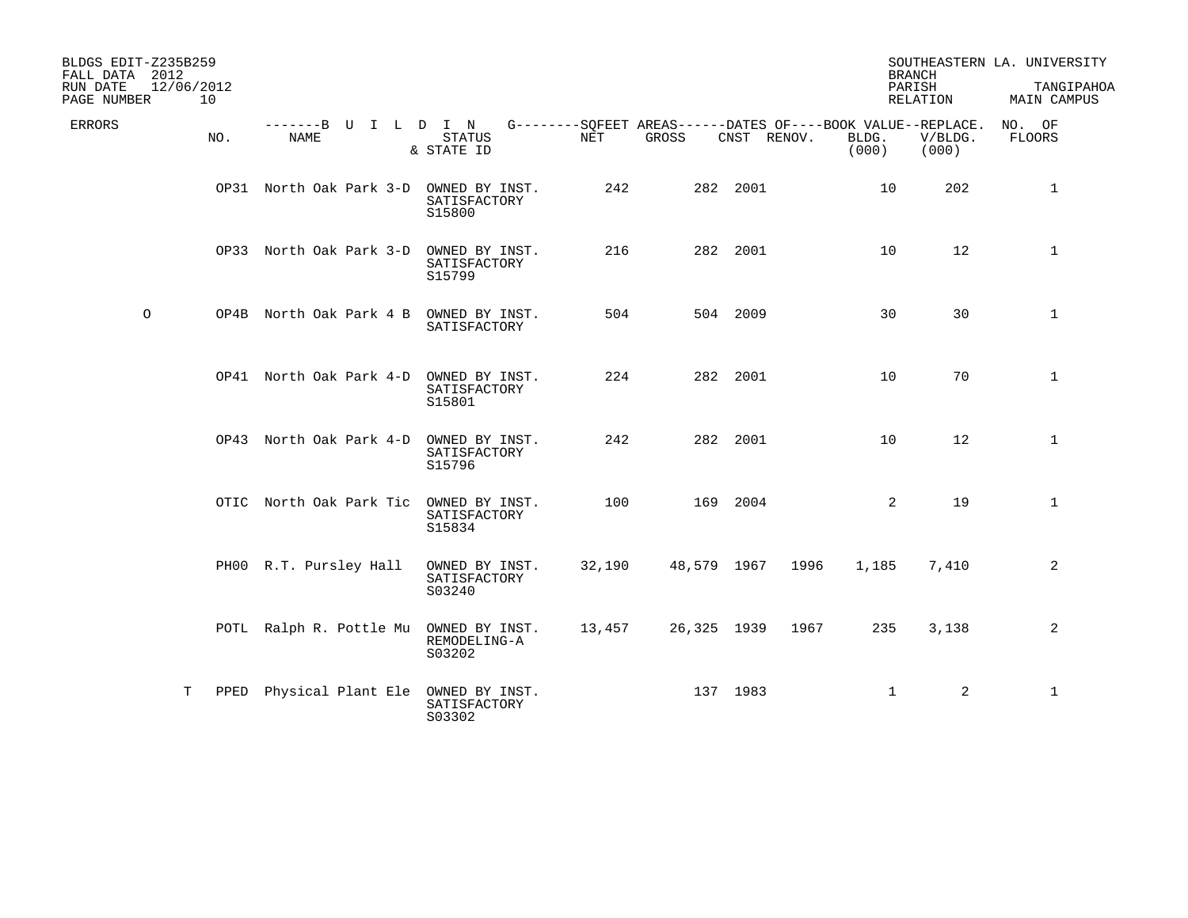BLDGS EDIT-Z235B259
FALL DATA 2012
RUN DATE 12/06/2012

SOUTHEASTERN LA. UNIVERSITY
BRANCH
PARISH TANGIPAHOA
RELATION MAIN CAMPUS

| ERRORS | | NO. | BUILDING NAME | STATUS & STATE ID | SQFEET AREAS NET | GROSS | DATES OF CNST | RENOV. | BOOK VALUE BLDG. (000) | REPLACE. V/BLDG. (000) | NO. OF FLOORS |
|---|---|---|---|---|---|---|---|---|---|---|---|
| | | OP31 | North Oak Park 3-D | OWNED BY INST. SATISFACTORY S15800 | 242 | 282 | 2001 | | 10 | 202 | 1 |
| | | OP33 | North Oak Park 3-D | OWNED BY INST. SATISFACTORY S15799 | 216 | 282 | 2001 | | 10 | 12 | 1 |
| O | | OP4B | North Oak Park 4 B | OWNED BY INST. SATISFACTORY | 504 | 504 | 2009 | | 30 | 30 | 1 |
| | | OP41 | North Oak Park 4-D | OWNED BY INST. SATISFACTORY S15801 | 224 | 282 | 2001 | | 10 | 70 | 1 |
| | | OP43 | North Oak Park 4-D | OWNED BY INST. SATISFACTORY S15796 | 242 | 282 | 2001 | | 10 | 12 | 1 |
| | | OTIC | North Oak Park Tic | OWNED BY INST. SATISFACTORY S15834 | 100 | 169 | 2004 | | 2 | 19 | 1 |
| | | PH00 | R.T. Pursley Hall | OWNED BY INST. SATISFACTORY S03240 | 32,190 | 48,579 | 1967 | 1996 | 1,185 | 7,410 | 2 |
| | | POTL | Ralph R. Pottle Mu | OWNED BY INST. REMODELING-A S03202 | 13,457 | 26,325 | 1939 | 1967 | 235 | 3,138 | 2 |
| | T | PPED | Physical Plant Ele | OWNED BY INST. SATISFACTORY S03302 | | 137 | 1983 | | 1 | 2 | 1 |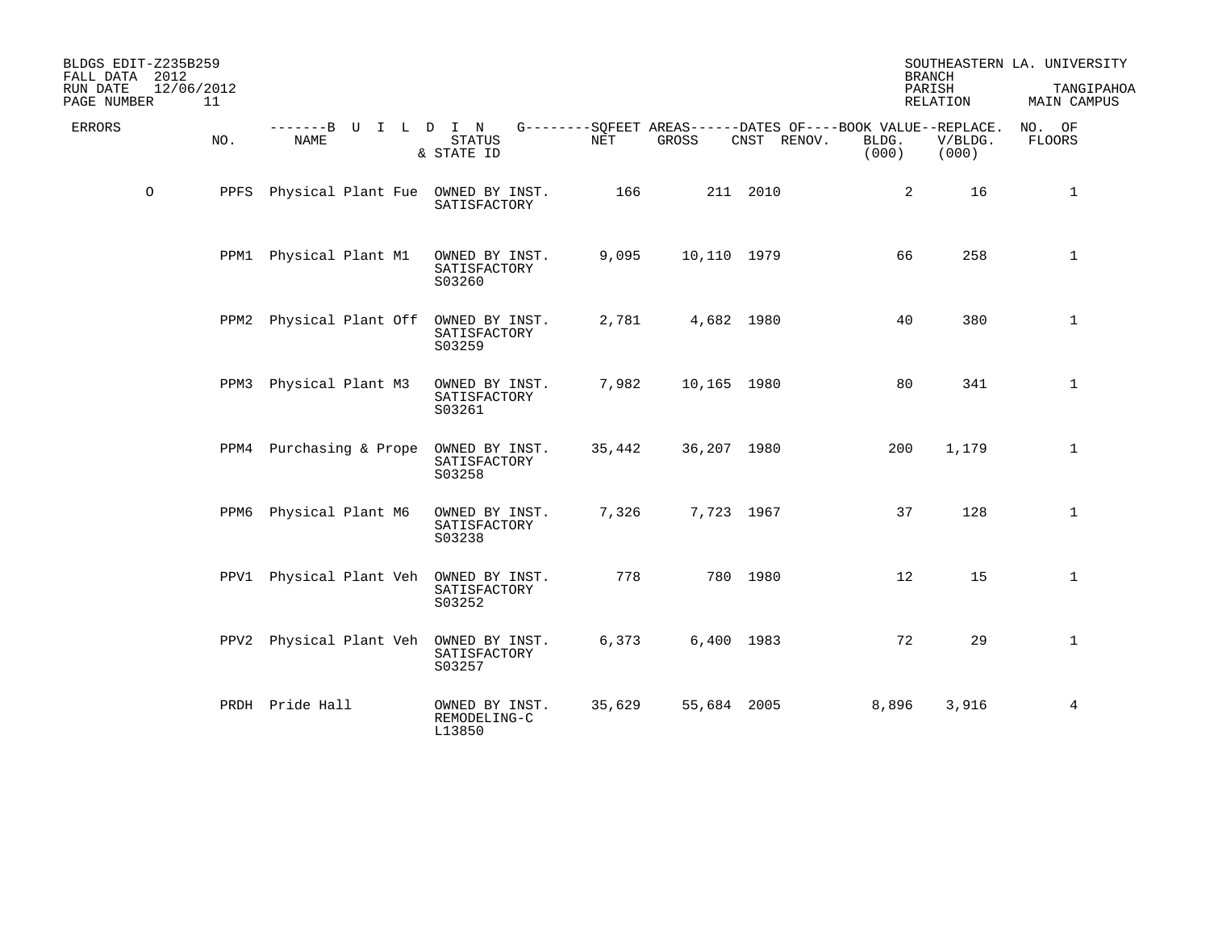BLDGS EDIT-Z235B259
FALL DATA 2012
RUN DATE 12/06/2012
PAGE NUMBER 11

SOUTHEASTERN LA. UNIVERSITY
BRANCH
PARISH TANGIPAHOA
RELATION MAIN CAMPUS

| ERRORS | NO. | NAME | STATUS & STATE ID | NET | GROSS | CNST | RENOV. | BOOK VALUE BLDG. (000) | REPLACE. V/BLDG. (000) | NO. OF FLOORS |
|---|---|---|---|---|---|---|---|---|---|---|
| O | PPFS | Physical Plant Fue | OWNED BY INST. SATISFACTORY | 166 | 211 | 2010 | | 2 | 16 | 1 |
| | PPM1 | Physical Plant M1 | OWNED BY INST. SATISFACTORY S03260 | 9,095 | 10,110 | 1979 | | 66 | 258 | 1 |
| | PPM2 | Physical Plant Off | OWNED BY INST. SATISFACTORY S03259 | 2,781 | 4,682 | 1980 | | 40 | 380 | 1 |
| | PPM3 | Physical Plant M3 | OWNED BY INST. SATISFACTORY S03261 | 7,982 | 10,165 | 1980 | | 80 | 341 | 1 |
| | PPM4 | Purchasing & Prope | OWNED BY INST. SATISFACTORY S03258 | 35,442 | 36,207 | 1980 | | 200 | 1,179 | 1 |
| | PPM6 | Physical Plant M6 | OWNED BY INST. SATISFACTORY S03238 | 7,326 | 7,723 | 1967 | | 37 | 128 | 1 |
| | PPV1 | Physical Plant Veh | OWNED BY INST. SATISFACTORY S03252 | 778 | 780 | 1980 | | 12 | 15 | 1 |
| | PPV2 | Physical Plant Veh | OWNED BY INST. SATISFACTORY S03257 | 6,373 | 6,400 | 1983 | | 72 | 29 | 1 |
| | PRDH | Pride Hall | OWNED BY INST. REMODELING-C L13850 | 35,629 | 55,684 | 2005 | | 8,896 | 3,916 | 4 |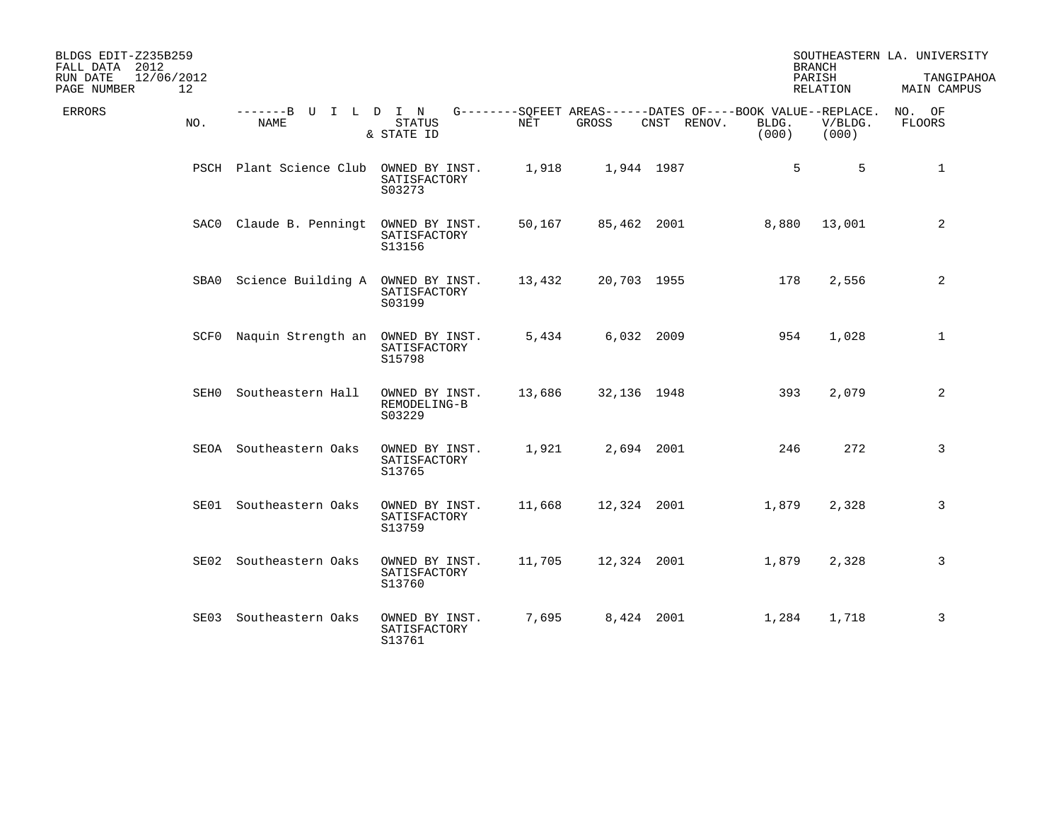BLDGS EDIT-Z235B259
FALL DATA 2012
RUN DATE 12/06/2012

SOUTHEASTERN LA. UNIVERSITY
BRANCH
PARISH TANGIPAHOA
RELATION MAIN CAMPUS

| ERRORS | NO. | NAME | STATUS & STATE ID | NET | GROSS | CNST | RENOV. | BLDG. (000) | V/BLDG. (000) | NO. OF FLOORS |
|---|---|---|---|---|---|---|---|---|---|---|
| | PSCH | Plant Science Club | OWNED BY INST. SATISFACTORY S03273 | 1,918 | 1,944 | 1987 | | 5 | 5 | 1 |
| | SAC0 | Claude B. Penningt | OWNED BY INST. SATISFACTORY S13156 | 50,167 | 85,462 | 2001 | | 8,880 | 13,001 | 2 |
| | SBA0 | Science Building A | OWNED BY INST. SATISFACTORY S03199 | 13,432 | 20,703 | 1955 | | 178 | 2,556 | 2 |
| | SCF0 | Naquin Strength an | OWNED BY INST. SATISFACTORY S15798 | 5,434 | 6,032 | 2009 | | 954 | 1,028 | 1 |
| | SEH0 | Southeastern Hall | OWNED BY INST. REMODELING-B S03229 | 13,686 | 32,136 | 1948 | | 393 | 2,079 | 2 |
| | SEOA | Southeastern Oaks | OWNED BY INST. SATISFACTORY S13765 | 1,921 | 2,694 | 2001 | | 246 | 272 | 3 |
| | SE01 | Southeastern Oaks | OWNED BY INST. SATISFACTORY S13759 | 11,668 | 12,324 | 2001 | | 1,879 | 2,328 | 3 |
| | SE02 | Southeastern Oaks | OWNED BY INST. SATISFACTORY S13760 | 11,705 | 12,324 | 2001 | | 1,879 | 2,328 | 3 |
| | SE03 | Southeastern Oaks | OWNED BY INST. SATISFACTORY S13761 | 7,695 | 8,424 | 2001 | | 1,284 | 1,718 | 3 |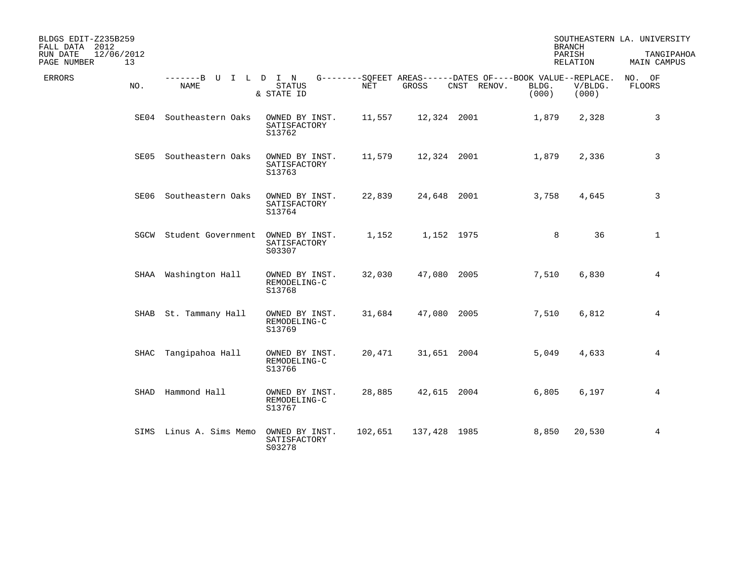BLDGS EDIT-Z235B259
FALL DATA 2012
RUN DATE 12/06/2012

SOUTHEASTERN LA. UNIVERSITY
BRANCH
PARISH TANGIPAHOA
RELATION MAIN CAMPUS

| ERRORS | NO. | NAME | STATUS & STATE ID | NET | GROSS | CNST | RENOV. | BLDG. (000) | V/BLDG. (000) | NO. OF FLOORS |
|---|---|---|---|---|---|---|---|---|---|---|
| | SE04 | Southeastern Oaks | OWNED BY INST. SATISFACTORY S13762 | 11,557 | 12,324 | 2001 | | 1,879 | 2,328 | 3 |
| | SE05 | Southeastern Oaks | OWNED BY INST. SATISFACTORY S13763 | 11,579 | 12,324 | 2001 | | 1,879 | 2,336 | 3 |
| | SE06 | Southeastern Oaks | OWNED BY INST. SATISFACTORY S13764 | 22,839 | 24,648 | 2001 | | 3,758 | 4,645 | 3 |
| | SGCW | Student Government | OWNED BY INST. SATISFACTORY S03307 | 1,152 | 1,152 | 1975 | | 8 | 36 | 1 |
| | SHAA | Washington Hall | OWNED BY INST. REMODELING-C S13768 | 32,030 | 47,080 | 2005 | | 7,510 | 6,830 | 4 |
| | SHAB | St. Tammany Hall | OWNED BY INST. REMODELING-C S13769 | 31,684 | 47,080 | 2005 | | 7,510 | 6,812 | 4 |
| | SHAC | Tangipahoa Hall | OWNED BY INST. REMODELING-C S13766 | 20,471 | 31,651 | 2004 | | 5,049 | 4,633 | 4 |
| | SHAD | Hammond Hall | OWNED BY INST. REMODELING-C S13767 | 28,885 | 42,615 | 2004 | | 6,805 | 6,197 | 4 |
| | SIMS | Linus A. Sims Memo | OWNED BY INST. SATISFACTORY S03278 | 102,651 | 137,428 | 1985 | | 8,850 | 20,530 | 4 |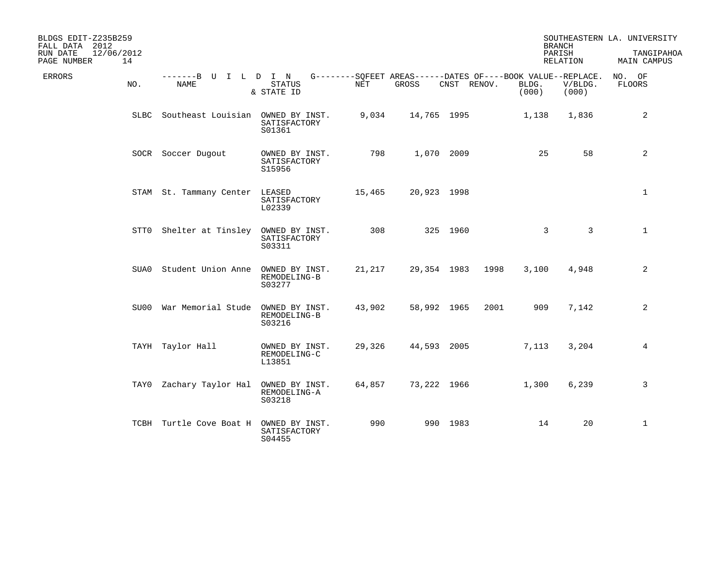| ERRORS | NO. | NAME | STATUS & STATE ID | NET | GROSS | CNST | RENOV. | BLDG. (000) | V/BLDG. (000) | NO. OF FLOORS |
|---|---|---|---|---|---|---|---|---|---|---|
| | SLBC | Southeast Louisian | OWNED BY INST. SATISFACTORY S01361 | 9,034 | 14,765 | 1995 | | 1,138 | 1,836 | 2 |
| | SOCR | Soccer Dugout | OWNED BY INST. SATISFACTORY S15956 | 798 | 1,070 | 2009 | | 25 | 58 | 2 |
| | STAM | St. Tammany Center | LEASED SATISFACTORY L02339 | 15,465 | 20,923 | 1998 | | | | 1 |
| | STT0 | Shelter at Tinsley | OWNED BY INST. SATISFACTORY S03311 | 308 | 325 | 1960 | | 3 | 3 | 1 |
| | SUA0 | Student Union Anne | OWNED BY INST. REMODELING-B S03277 | 21,217 | 29,354 | 1983 | 1998 | 3,100 | 4,948 | 2 |
| | SU00 | War Memorial Stude | OWNED BY INST. REMODELING-B S03216 | 43,902 | 58,992 | 1965 | 2001 | 909 | 7,142 | 2 |
| | TAYH | Taylor Hall | OWNED BY INST. REMODELING-C L13851 | 29,326 | 44,593 | 2005 | | 7,113 | 3,204 | 4 |
| | TAY0 | Zachary Taylor Hal | OWNED BY INST. REMODELING-A S03218 | 64,857 | 73,222 | 1966 | | 1,300 | 6,239 | 3 |
| | TCBH | Turtle Cove Boat H | OWNED BY INST. SATISFACTORY S04455 | 990 | 990 | 1983 | | 14 | 20 | 1 |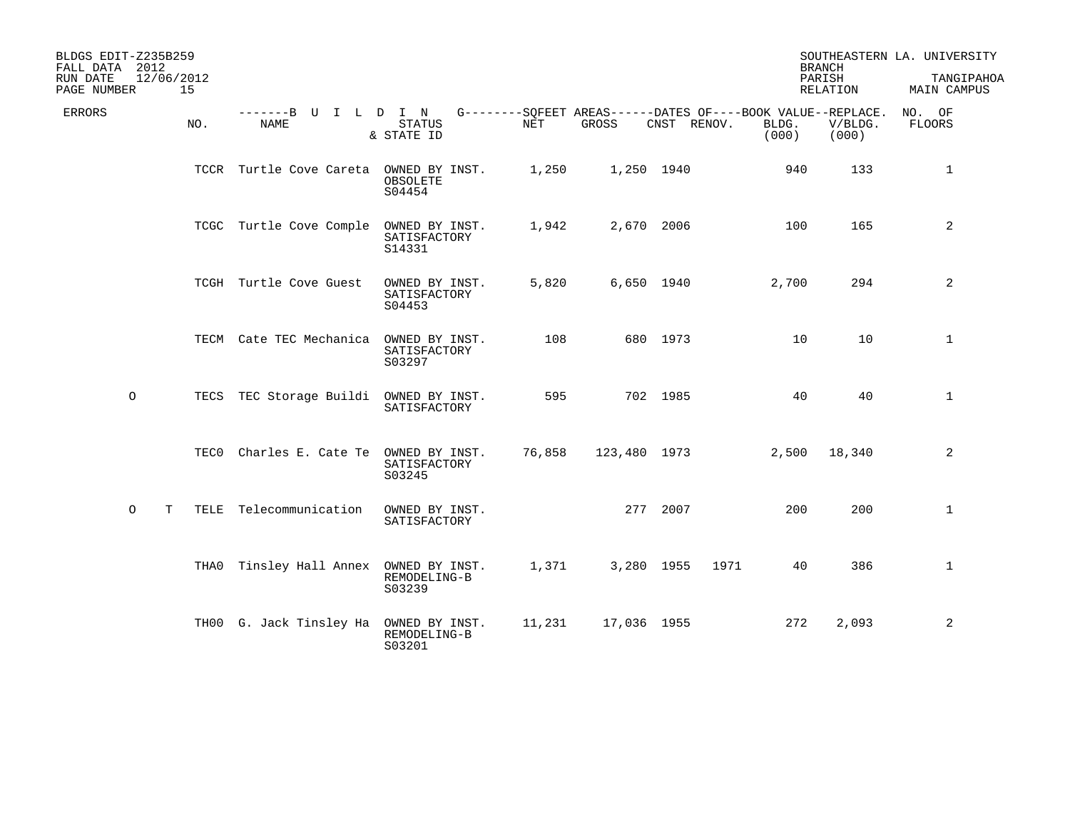BLDGS EDIT-Z235B259
FALL DATA 2012
RUN DATE 12/06/2012

SOUTHEASTERN LA. UNIVERSITY
BRANCH
PARISH TANGIPAHOA
RELATION MAIN CAMPUS

| ERRORS | | NO. | NAME | STATUS & STATE ID | NET | GROSS | CNST | RENOV. | BLDG. (000) | REPLACE. V/BLDG. (000) | NO. OF FLOORS |
|---|---|---|---|---|---|---|---|---|---|---|---|
| | | TCCR | Turtle Cove Careta | OWNED BY INST. OBSOLETE S04454 | 1,250 | 1,250 | 1940 | | 940 | 133 | 1 |
| | | TCGC | Turtle Cove Comple | OWNED BY INST. SATISFACTORY S14331 | 1,942 | 2,670 | 2006 | | 100 | 165 | 2 |
| | | TCGH | Turtle Cove Guest | OWNED BY INST. SATISFACTORY S04453 | 5,820 | 6,650 | 1940 | | 2,700 | 294 | 2 |
| | | TECM | Cate TEC Mechanica | OWNED BY INST. SATISFACTORY S03297 | 108 | 680 | 1973 | | 10 | 10 | 1 |
| O | | TECS | TEC Storage Buildi | OWNED BY INST. SATISFACTORY | 595 | 702 | 1985 | | 40 | 40 | 1 |
| | | TEC0 | Charles E. Cate Te | OWNED BY INST. SATISFACTORY S03245 | 76,858 | 123,480 | 1973 | | 2,500 | 18,340 | 2 |
| O | T | TELE | Telecommunication | OWNED BY INST. SATISFACTORY | | 277 | 2007 | | 200 | 200 | 1 |
| | | THA0 | Tinsley Hall Annex | OWNED BY INST. REMODELING-B S03239 | 1,371 | 3,280 | 1955 | 1971 | 40 | 386 | 1 |
| | | TH00 | G. Jack Tinsley Ha | OWNED BY INST. REMODELING-B S03201 | 11,231 | 17,036 | 1955 | | 272 | 2,093 | 2 |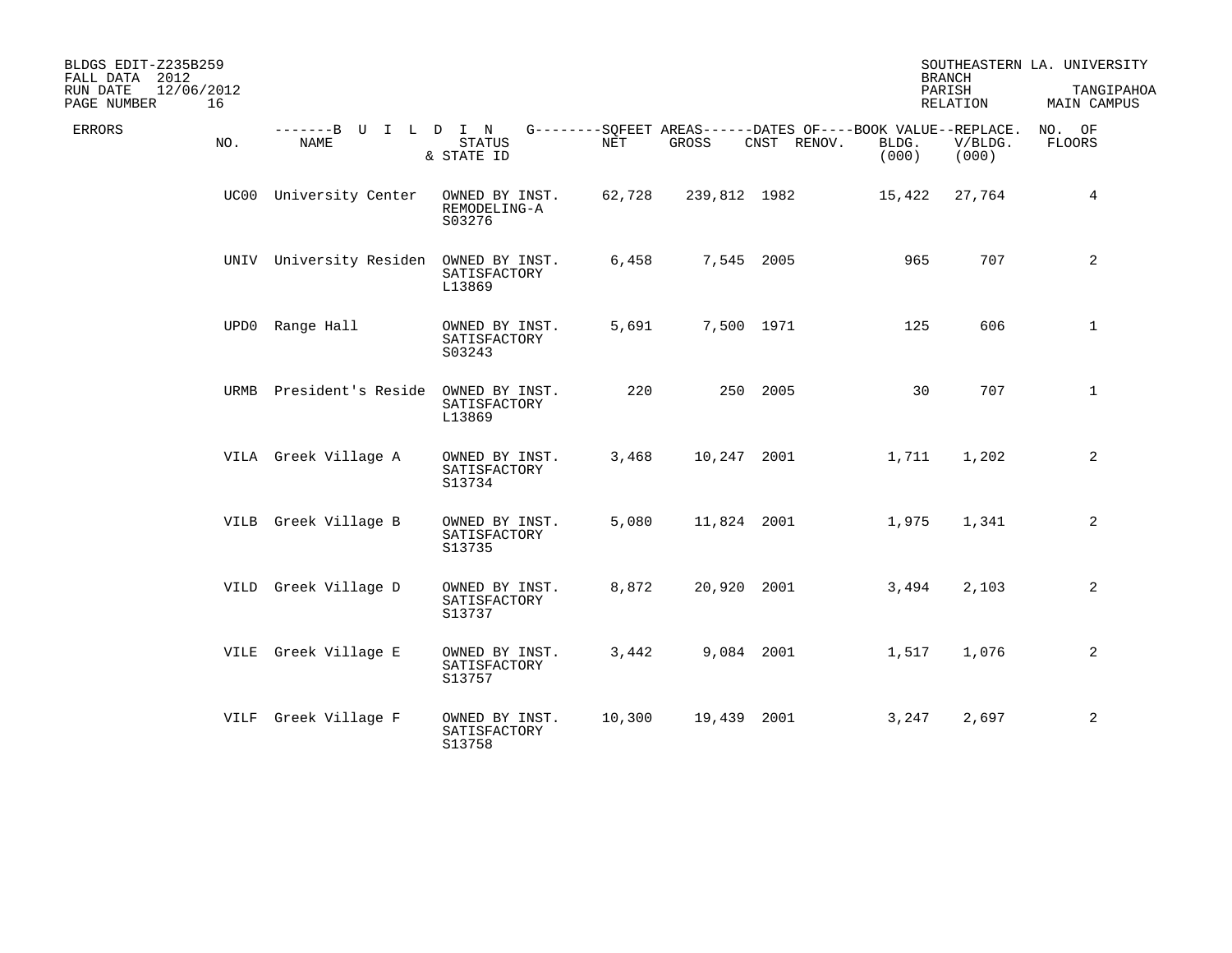BLDGS EDIT-Z235B259 
FALL DATA 2012 
RUN DATE 12/06/2012 

SOUTHEASTERN LA. UNIVERSITY 
BRANCH 
PARISH TANGIPAHOA 
RELATION MAIN CAMPUS

| ERRORS | NO. | NAME | STATUS & STATE ID | NET | GROSS | CNST | RENOV. | BLDG. (000) | V/BLDG. (000) | NO. OF FLOORS |
|---|---|---|---|---|---|---|---|---|---|---|
| | UC00 | University Center | OWNED BY INST. REMODELING-A S03276 | 62,728 | 239,812 | 1982 | | 15,422 | 27,764 | 4 |
| | UNIV | University Residen | OWNED BY INST. SATISFACTORY L13869 | 6,458 | 7,545 | 2005 | | 965 | 707 | 2 |
| | UPD0 | Range Hall | OWNED BY INST. SATISFACTORY S03243 | 5,691 | 7,500 | 1971 | | 125 | 606 | 1 |
| | URMB | President's Reside | OWNED BY INST. SATISFACTORY L13869 | 220 | 250 | 2005 | | 30 | 707 | 1 |
| | VILA | Greek Village A | OWNED BY INST. SATISFACTORY S13734 | 3,468 | 10,247 | 2001 | | 1,711 | 1,202 | 2 |
| | VILB | Greek Village B | OWNED BY INST. SATISFACTORY S13735 | 5,080 | 11,824 | 2001 | | 1,975 | 1,341 | 2 |
| | VILD | Greek Village D | OWNED BY INST. SATISFACTORY S13737 | 8,872 | 20,920 | 2001 | | 3,494 | 2,103 | 2 |
| | VILE | Greek Village E | OWNED BY INST. SATISFACTORY S13757 | 3,442 | 9,084 | 2001 | | 1,517 | 1,076 | 2 |
| | VILF | Greek Village F | OWNED BY INST. SATISFACTORY S13758 | 10,300 | 19,439 | 2001 | | 3,247 | 2,697 | 2 |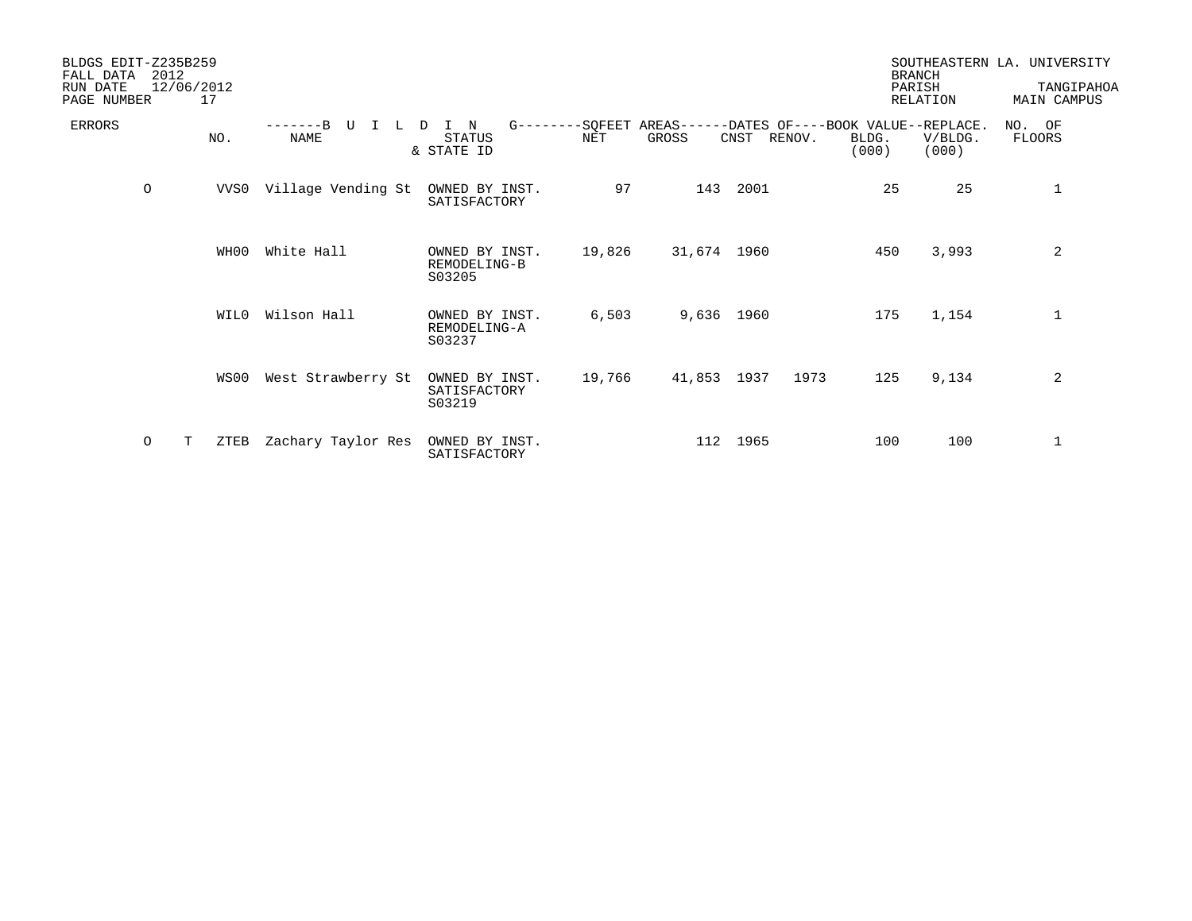BLDGS EDIT-Z235B259
FALL DATA 2012
RUN DATE 12/06/2012

SOUTHEASTERN LA. UNIVERSITY
BRANCH
PARISH TANGIPAHOA
RELATION MAIN CAMPUS

| ERRORS | | NO. | NAME | STATUS & STATE ID | NET | GROSS | CNST | RENOV. | BLDG. (000) | REPLACE. V/BLDG. (000) | NO. OF FLOORS |
|---|---|---|---|---|---|---|---|---|---|---|---|
| O | | VVS0 | Village Vending St | OWNED BY INST. SATISFACTORY | 97 | 143 | 2001 | | 25 | 25 | 1 |
| | | WH00 | White Hall | OWNED BY INST. REMODELING-B S03205 | 19,826 | 31,674 | 1960 | | 450 | 3,993 | 2 |
| | | WIL0 | Wilson Hall | OWNED BY INST. REMODELING-A S03237 | 6,503 | 9,636 | 1960 | | 175 | 1,154 | 1 |
| | | WS00 | West Strawberry St | OWNED BY INST. SATISFACTORY S03219 | 19,766 | 41,853 | 1937 | 1973 | 125 | 9,134 | 2 |
| O | T | ZTEB | Zachary Taylor Res | OWNED BY INST. SATISFACTORY | | 112 | 1965 | | 100 | 100 | 1 |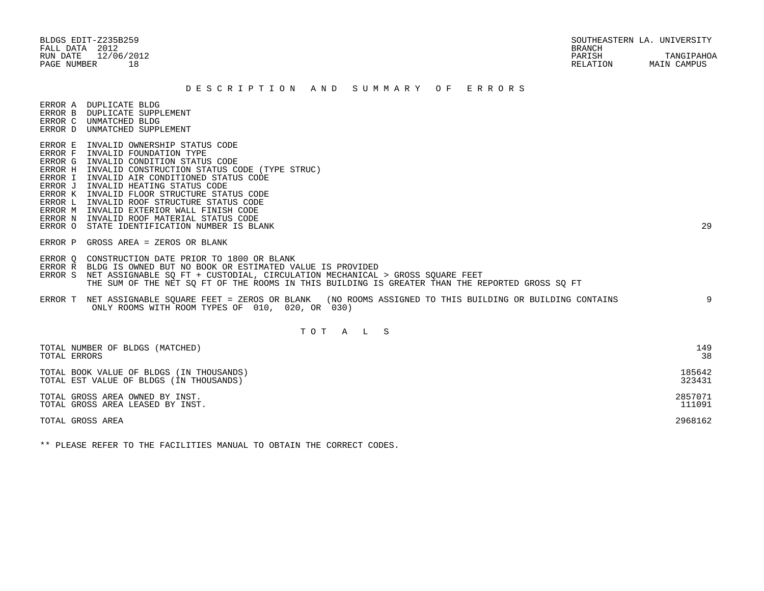BLDGS EDIT-Z235B259
FALL DATA 2012
RUN DATE 12/06/2012
PAGE NUMBER 18

SOUTHEASTERN LA. UNIVERSITY
BRANCH
PARISH TANGIPAHOA
RELATION MAIN CAMPUS

## D E S C R I P T I O N A N D S U M M A R Y O F E R R O R S

| | | |
|---|---|---|
| ERROR A | DUPLICATE BLDG | |
| ERROR B | DUPLICATE SUPPLEMENT | |
| ERROR C | UNMATCHED BLDG | |
| ERROR D | UNMATCHED SUPPLEMENT | |
| ERROR E | INVALID OWNERSHIP STATUS CODE | |
| ERROR F | INVALID FOUNDATION TYPE | |
| ERROR G | INVALID CONDITION STATUS CODE | |
| ERROR H | INVALID CONSTRUCTION STATUS CODE (TYPE STRUC) | |
| ERROR I | INVALID AIR CONDITIONED STATUS CODE | |
| ERROR J | INVALID HEATING STATUS CODE | |
| ERROR K | INVALID FLOOR STRUCTURE STATUS CODE | |
| ERROR L | INVALID ROOF STRUCTURE STATUS CODE | |
| ERROR M | INVALID EXTERIOR WALL FINISH CODE | |
| ERROR N | INVALID ROOF MATERIAL STATUS CODE | |
| ERROR O | STATE IDENTIFICATION NUMBER IS BLANK | 29 |
| ERROR P | GROSS AREA = ZEROS OR BLANK | |
| ERROR Q | CONSTRUCTION DATE PRIOR TO 1800 OR BLANK | |
| ERROR R | BLDG IS OWNED BUT NO BOOK OR ESTIMATED VALUE IS PROVIDED | |
| ERROR S | NET ASSIGNABLE SQ FT + CUSTODIAL, CIRCULATION MECHANICAL > GROSS SQUARE FEET<br>THE SUM OF THE NET SQ FT OF THE ROOMS IN THIS BUILDING IS GREATER THAN THE REPORTED GROSS SQ FT | |
| ERROR T | NET ASSIGNABLE SQUARE FEET = ZEROS OR BLANK (NO ROOMS ASSIGNED TO THIS BUILDING OR BUILDING CONTAINS ONLY ROOMS WITH ROOM TYPES OF 010, 020, OR 030) | 9 |

## T O T A L S

| | |
|---|---|
| TOTAL NUMBER OF BLDGS (MATCHED) | 149 |
| TOTAL ERRORS | 38 |
| TOTAL BOOK VALUE OF BLDGS (IN THOUSANDS) | 185642 |
| TOTAL EST VALUE OF BLDGS (IN THOUSANDS) | 323431 |
| TOTAL GROSS AREA OWNED BY INST. | 2857071 |
| TOTAL GROSS AREA LEASED BY INST. | 111091 |
| TOTAL GROSS AREA | 2968162 |

** PLEASE REFER TO THE FACILITIES MANUAL TO OBTAIN THE CORRECT CODES.